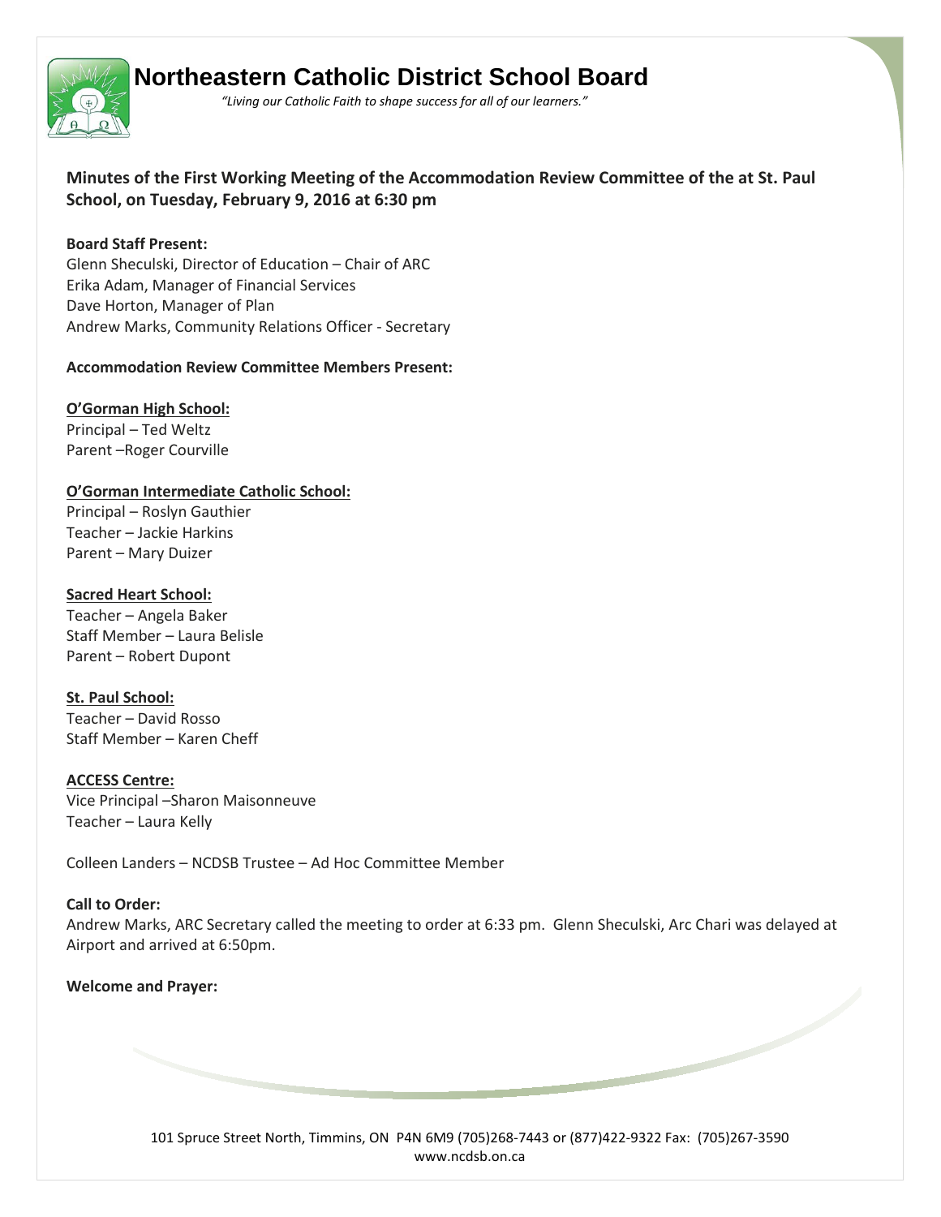# Northeastern Catholic District School Board

*"Living our Catholic Faith to shape success for all of our learners."*

## Minutes of the First Working Meeting of the Accommodation Review Committee of the at St. Paul School, on Tuesday, February 9, 2016 at 6:30 pm

**Board Staff Present:**
Glenn Sheculski, Director of Education – Chair of ARC
Erika Adam, Manager of Financial Services
Dave Horton, Manager of Plan
Andrew Marks, Community Relations Officer - Secretary

**Accommodation Review Committee Members Present:**

**O'Gorman High School:**
Principal – Ted Weltz
Parent –Roger Courville

**O'Gorman Intermediate Catholic School:**
Principal – Roslyn Gauthier
Teacher – Jackie Harkins
Parent – Mary Duizer

**Sacred Heart School:**
Teacher – Angela Baker
Staff Member – Laura Belisle
Parent – Robert Dupont

**St. Paul School:**
Teacher – David Rosso
Staff Member – Karen Cheff

**ACCESS Centre:**
Vice Principal –Sharon Maisonneuve
Teacher – Laura Kelly

Colleen Landers – NCDSB Trustee – Ad Hoc Committee Member

**Call to Order:**
Andrew Marks, ARC Secretary called the meeting to order at 6:33 pm. Glenn Sheculski, Arc Chari was delayed at Airport and arrived at 6:50pm.

**Welcome and Prayer:**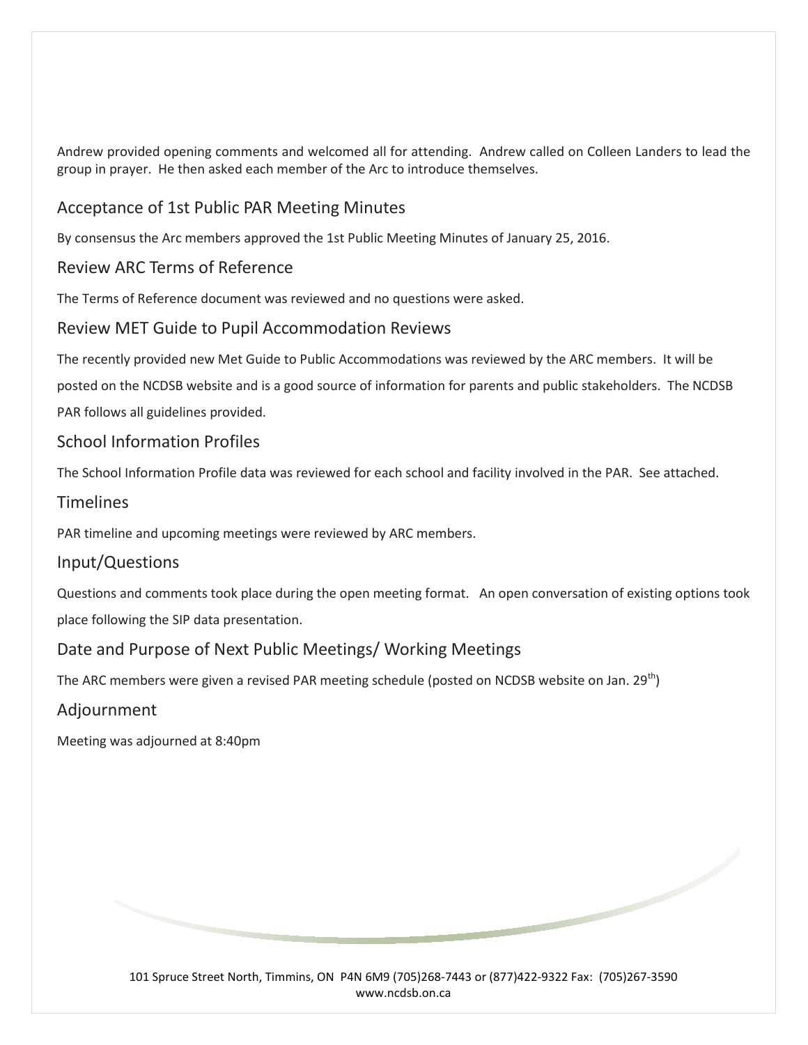Andrew provided opening comments and welcomed all for attending. Andrew called on Colleen Landers to lead the group in prayer. He then asked each member of the Arc to introduce themselves.

## Acceptance of 1st Public PAR Meeting Minutes

By consensus the Arc members approved the 1st Public Meeting Minutes of January 25, 2016.

## Review ARC Terms of Reference

The Terms of Reference document was reviewed and no questions were asked.

## Review MET Guide to Pupil Accommodation Reviews

The recently provided new Met Guide to Public Accommodations was reviewed by the ARC members. It will be posted on the NCDSB website and is a good source of information for parents and public stakeholders. The NCDSB PAR follows all guidelines provided.

## School Information Profiles

The School Information Profile data was reviewed for each school and facility involved in the PAR. See attached.

## Timelines

PAR timeline and upcoming meetings were reviewed by ARC members.

## Input/Questions

Questions and comments took place during the open meeting format. An open conversation of existing options took place following the SIP data presentation.

## Date and Purpose of Next Public Meetings/ Working Meetings

The ARC members were given a revised PAR meeting schedule (posted on NCDSB website on Jan. 29th)

## Adjournment

Meeting was adjourned at 8:40pm

101 Spruce Street North, Timmins, ON P4N 6M9 (705)268-7443 or (877)422-9322 Fax: (705)267-3590
www.ncdsb.on.ca